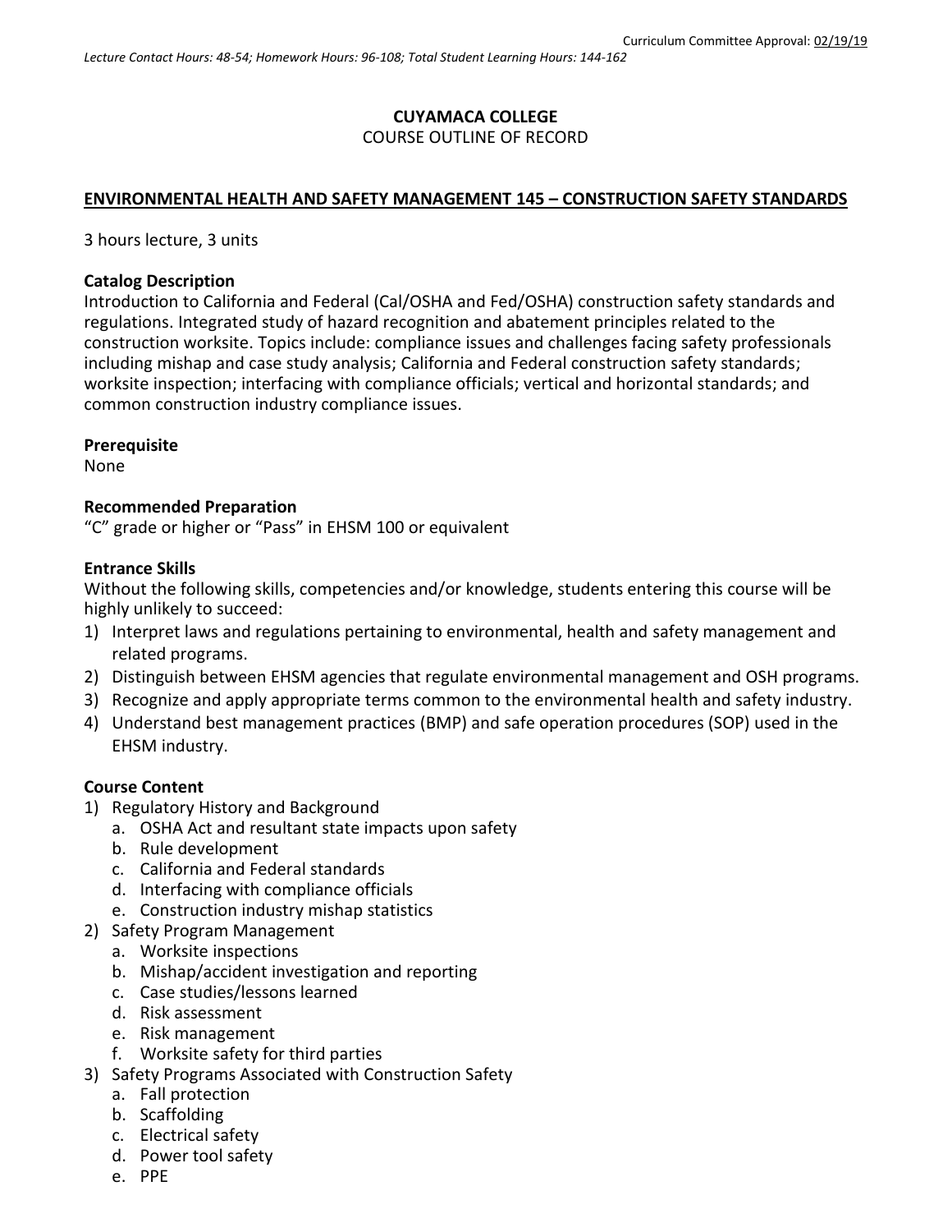Curriculum Committee Approval: 02/19/19

*Lecture Contact Hours: 48-54; Homework Hours: 96-108; Total Student Learning Hours: 144-162*

**CUYAMACA COLLEGE**

COURSE OUTLINE OF RECORD

## ENVIRONMENTAL HEALTH AND SAFETY MANAGEMENT 145 – CONSTRUCTION SAFETY STANDARDS

3 hours lecture, 3 units

**Catalog Description**

Introduction to California and Federal (Cal/OSHA and Fed/OSHA) construction safety standards and regulations. Integrated study of hazard recognition and abatement principles related to the construction worksite. Topics include: compliance issues and challenges facing safety professionals including mishap and case study analysis; California and Federal construction safety standards; worksite inspection; interfacing with compliance officials; vertical and horizontal standards; and common construction industry compliance issues.

**Prerequisite**

None

**Recommended Preparation**

"C" grade or higher or "Pass" in EHSM 100 or equivalent

**Entrance Skills**

Without the following skills, competencies and/or knowledge, students entering this course will be highly unlikely to succeed:

1) Interpret laws and regulations pertaining to environmental, health and safety management and related programs.
2) Distinguish between EHSM agencies that regulate environmental management and OSH programs.
3) Recognize and apply appropriate terms common to the environmental health and safety industry.
4) Understand best management practices (BMP) and safe operation procedures (SOP) used in the EHSM industry.

**Course Content**

1) Regulatory History and Background
   a. OSHA Act and resultant state impacts upon safety
   b. Rule development
   c. California and Federal standards
   d. Interfacing with compliance officials
   e. Construction industry mishap statistics
2) Safety Program Management
   a. Worksite inspections
   b. Mishap/accident investigation and reporting
   c. Case studies/lessons learned
   d. Risk assessment
   e. Risk management
   f. Worksite safety for third parties
3) Safety Programs Associated with Construction Safety
   a. Fall protection
   b. Scaffolding
   c. Electrical safety
   d. Power tool safety
   e. PPE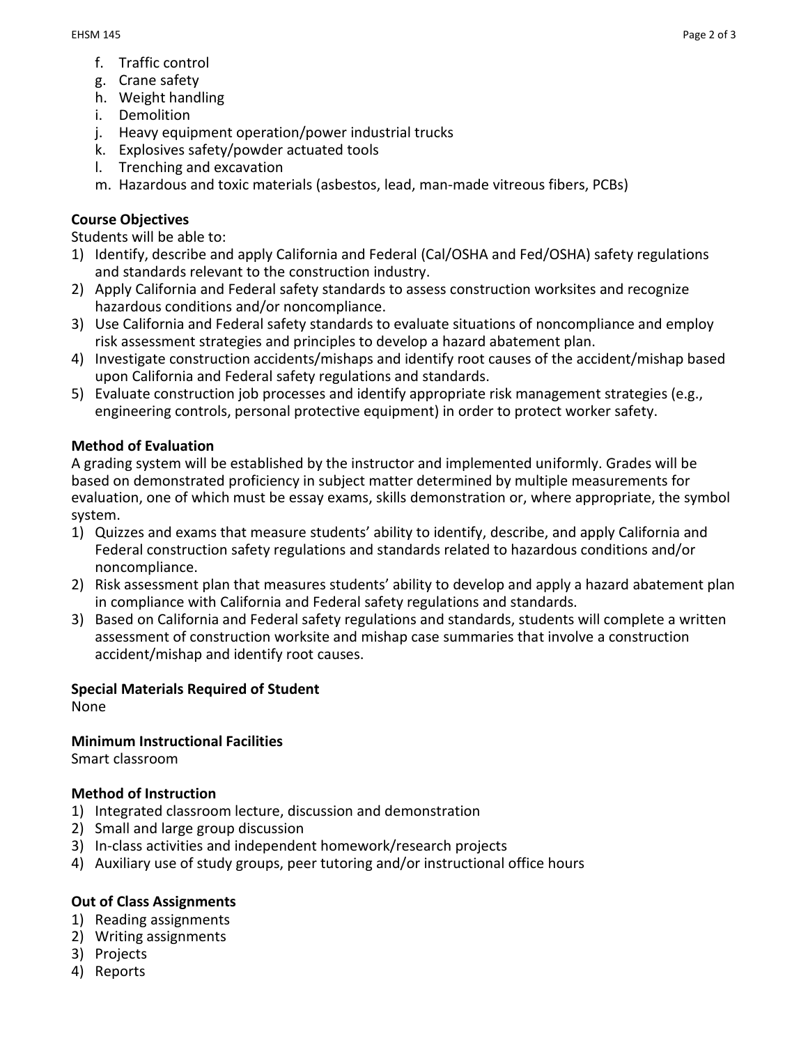f. Traffic control
g. Crane safety
h. Weight handling
i. Demolition
j. Heavy equipment operation/power industrial trucks
k. Explosives safety/powder actuated tools
l. Trenching and excavation
m. Hazardous and toxic materials (asbestos, lead, man-made vitreous fibers, PCBs)

**Course Objectives**

Students will be able to:

1) Identify, describe and apply California and Federal (Cal/OSHA and Fed/OSHA) safety regulations and standards relevant to the construction industry.
2) Apply California and Federal safety standards to assess construction worksites and recognize hazardous conditions and/or noncompliance.
3) Use California and Federal safety standards to evaluate situations of noncompliance and employ risk assessment strategies and principles to develop a hazard abatement plan.
4) Investigate construction accidents/mishaps and identify root causes of the accident/mishap based upon California and Federal safety regulations and standards.
5) Evaluate construction job processes and identify appropriate risk management strategies (e.g., engineering controls, personal protective equipment) in order to protect worker safety.

**Method of Evaluation**

A grading system will be established by the instructor and implemented uniformly. Grades will be based on demonstrated proficiency in subject matter determined by multiple measurements for evaluation, one of which must be essay exams, skills demonstration or, where appropriate, the symbol system.

1) Quizzes and exams that measure students' ability to identify, describe, and apply California and Federal construction safety regulations and standards related to hazardous conditions and/or noncompliance.
2) Risk assessment plan that measures students' ability to develop and apply a hazard abatement plan in compliance with California and Federal safety regulations and standards.
3) Based on California and Federal safety regulations and standards, students will complete a written assessment of construction worksite and mishap case summaries that involve a construction accident/mishap and identify root causes.

**Special Materials Required of Student**

None

**Minimum Instructional Facilities**

Smart classroom

**Method of Instruction**

1) Integrated classroom lecture, discussion and demonstration
2) Small and large group discussion
3) In-class activities and independent homework/research projects
4) Auxiliary use of study groups, peer tutoring and/or instructional office hours

**Out of Class Assignments**

1) Reading assignments
2) Writing assignments
3) Projects
4) Reports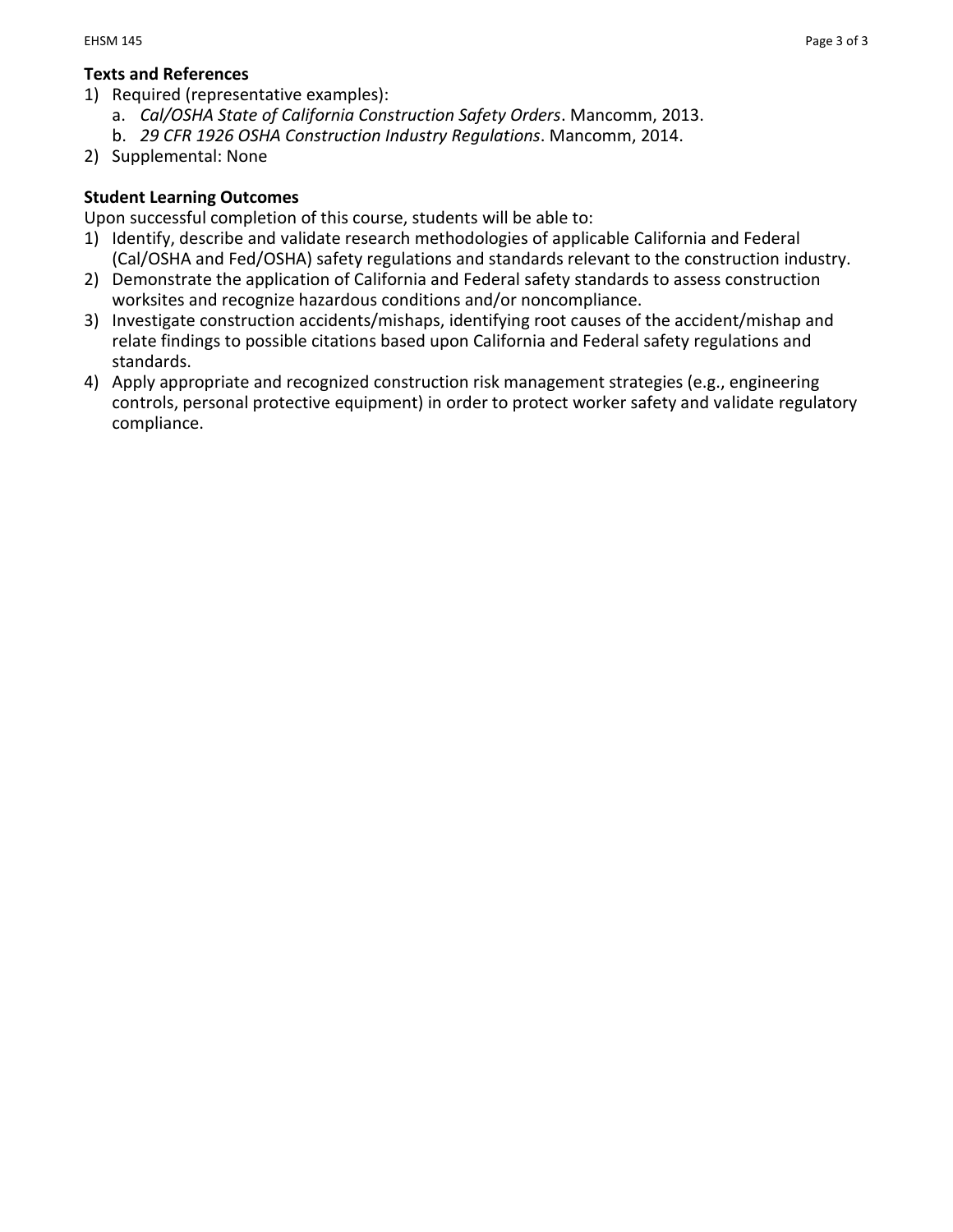**Texts and References**

1) Required (representative examples):
   a. *Cal/OSHA State of California Construction Safety Orders*. Mancomm, 2013.
   b. *29 CFR 1926 OSHA Construction Industry Regulations*. Mancomm, 2014.
2) Supplemental: None

**Student Learning Outcomes**

Upon successful completion of this course, students will be able to:

1) Identify, describe and validate research methodologies of applicable California and Federal (Cal/OSHA and Fed/OSHA) safety regulations and standards relevant to the construction industry.
2) Demonstrate the application of California and Federal safety standards to assess construction worksites and recognize hazardous conditions and/or noncompliance.
3) Investigate construction accidents/mishaps, identifying root causes of the accident/mishap and relate findings to possible citations based upon California and Federal safety regulations and standards.
4) Apply appropriate and recognized construction risk management strategies (e.g., engineering controls, personal protective equipment) in order to protect worker safety and validate regulatory compliance.